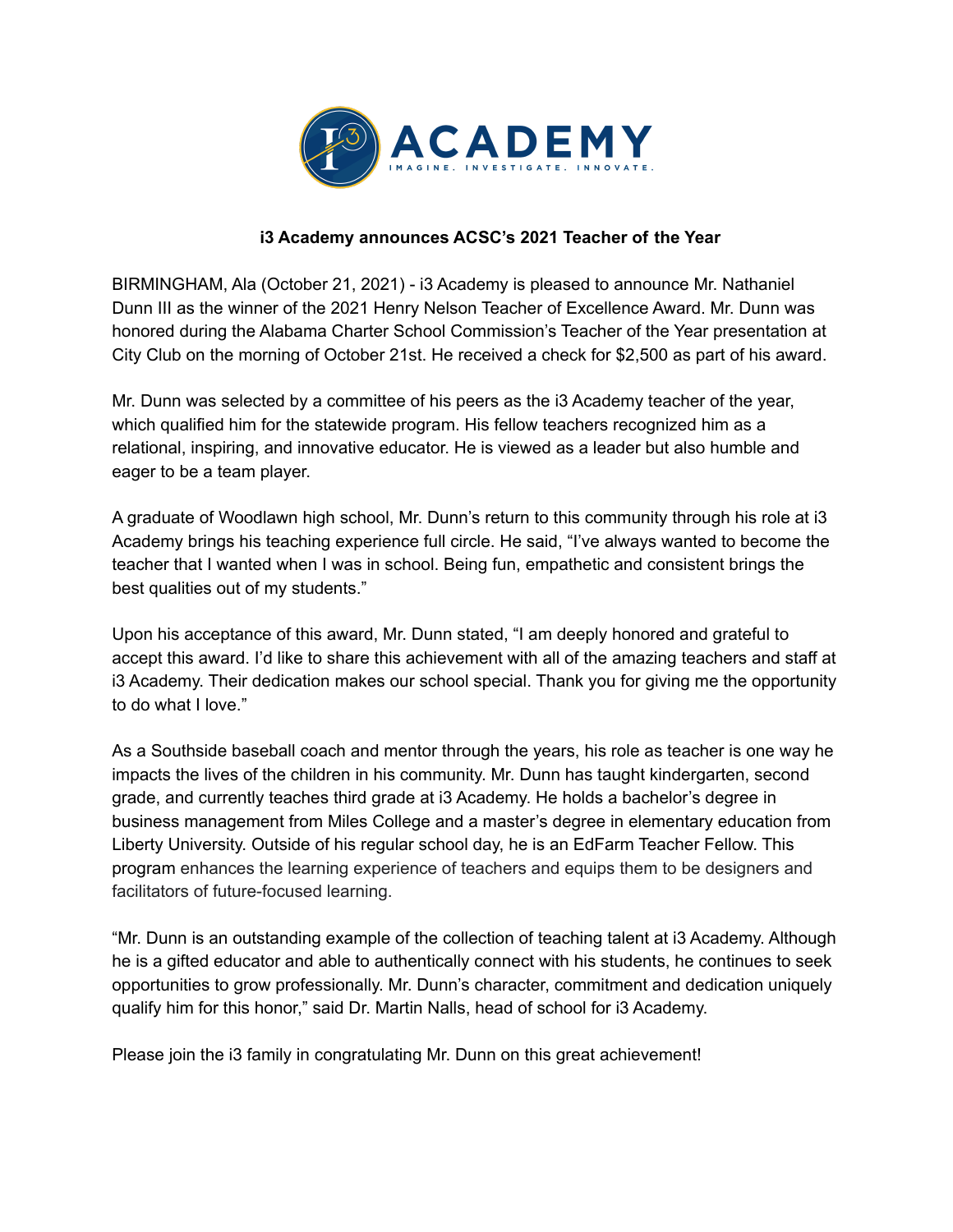ACADEMY

IMAGINE. INVESTIGATE. INNOVATE.

**i3 Academy announces ACSC's 2021 Teacher of the Year**

BIRMINGHAM, Ala (October 21, 2021) - i3 Academy is pleased to announce Mr. Nathaniel Dunn III as the winner of the 2021 Henry Nelson Teacher of Excellence Award. Mr. Dunn was honored during the Alabama Charter School Commission's Teacher of the Year presentation at City Club on the morning of October 21st. He received a check for $2,500 as part of his award.

Mr. Dunn was selected by a committee of his peers as the i3 Academy teacher of the year, which qualified him for the statewide program. His fellow teachers recognized him as a relational, inspiring, and innovative educator. He is viewed as a leader but also humble and eager to be a team player.

A graduate of Woodlawn high school, Mr. Dunn's return to this community through his role at i3 Academy brings his teaching experience full circle. He said, "I've always wanted to become the teacher that I wanted when I was in school. Being fun, empathetic and consistent brings the best qualities out of my students."

Upon his acceptance of this award, Mr. Dunn stated, "I am deeply honored and grateful to accept this award. I'd like to share this achievement with all of the amazing teachers and staff at i3 Academy. Their dedication makes our school special. Thank you for giving me the opportunity to do what I love."

As a Southside baseball coach and mentor through the years, his role as teacher is one way he impacts the lives of the children in his community. Mr. Dunn has taught kindergarten, second grade, and currently teaches third grade at i3 Academy. He holds a bachelor's degree in business management from Miles College and a master's degree in elementary education from Liberty University. Outside of his regular school day, he is an EdFarm Teacher Fellow. This program enhances the learning experience of teachers and equips them to be designers and facilitators of future-focused learning.

"Mr. Dunn is an outstanding example of the collection of teaching talent at i3 Academy. Although he is a gifted educator and able to authentically connect with his students, he continues to seek opportunities to grow professionally. Mr. Dunn's character, commitment and dedication uniquely qualify him for this honor," said Dr. Martin Nalls, head of school for i3 Academy.

Please join the i3 family in congratulating Mr. Dunn on this great achievement!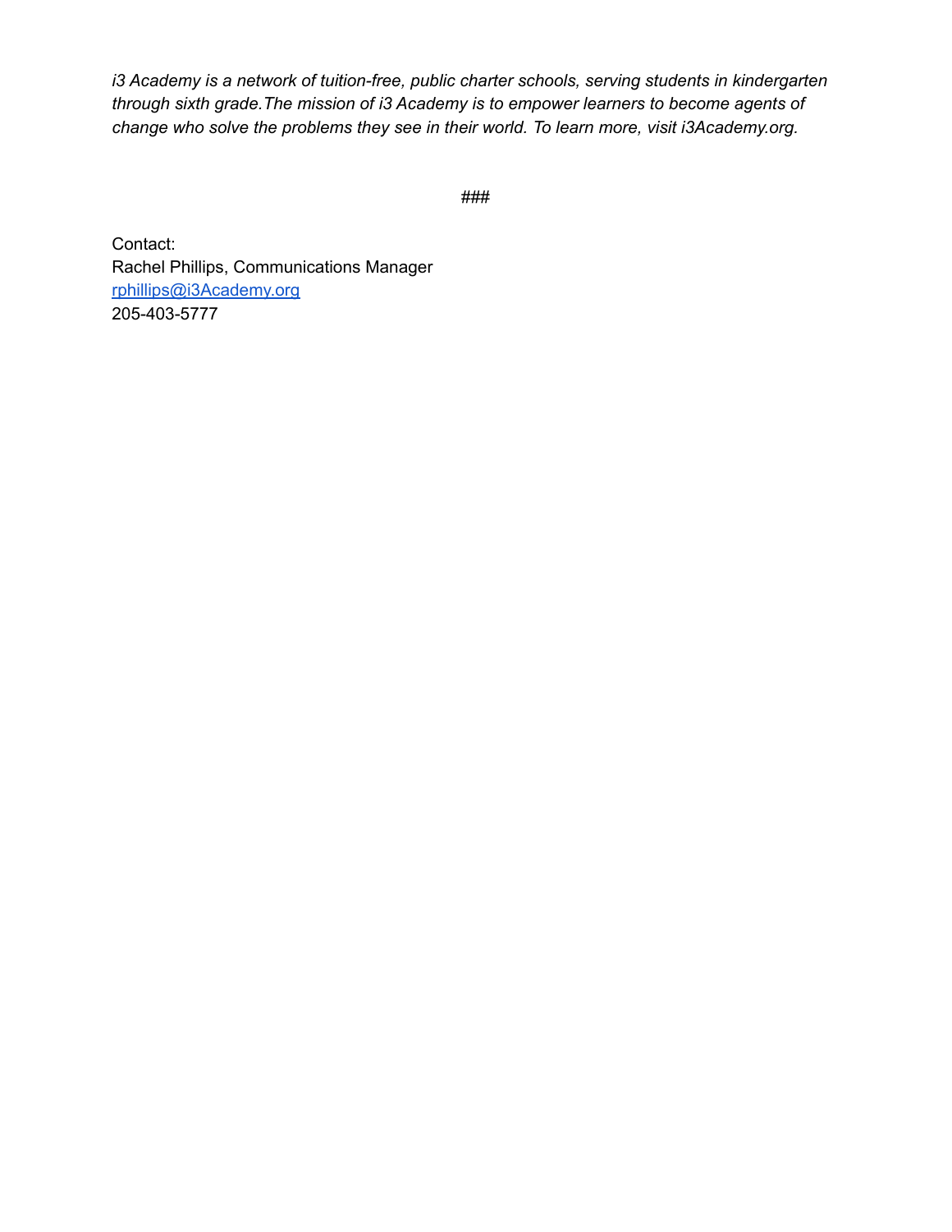*i3 Academy is a network of tuition-free, public charter schools, serving students in kindergarten through sixth grade.The mission of i3 Academy is to empower learners to become agents of change who solve the problems they see in their world. To learn more, visit i3Academy.org.*

###

Contact:
Rachel Phillips, Communications Manager
rphillips@i3Academy.org
205-403-5777